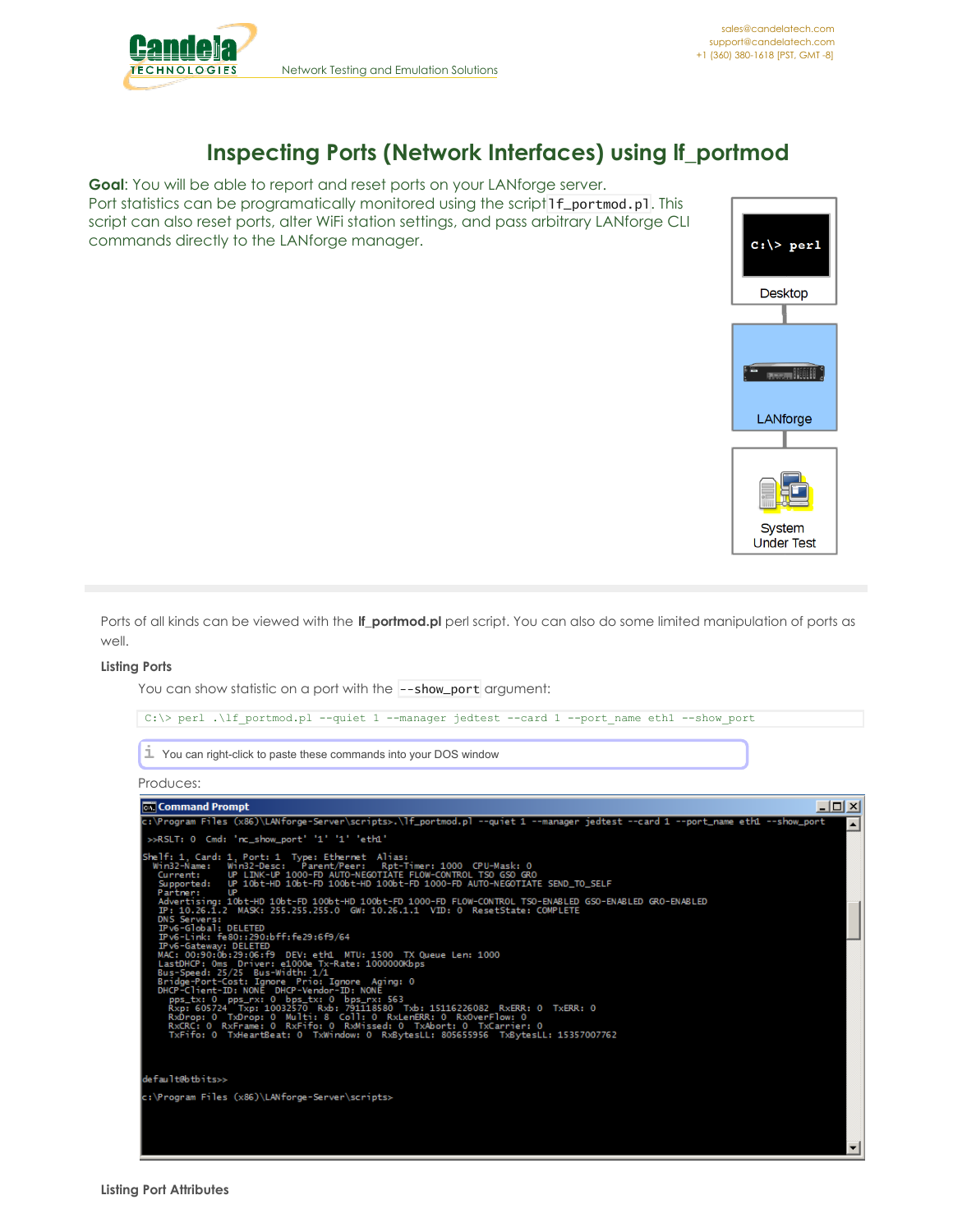# Inspecting Ports (Network Interfaces) using lf_portmod

**Goal**: You will be able to report and reset ports on your LANforge server.

Port statistics can be programatically monitored using the script `lf_portmod.pl`. This script can also reset ports, alter WiFi station settings, and pass arbitrary LANforge CLI commands directly to the LANforge manager.

Ports of all kinds can be viewed with the **lf_portmod.pl** perl script. You can also do some limited manipulation of ports as well.

### Listing Ports

You can show statistic on a port with the `--show_port` argument:

```
C:\> perl .\lf_portmod.pl --quiet 1 --manager jedtest --card 1 --port_name eth1 --show_port
```

You can right-click to paste these commands into your DOS window

Produces:

```
c:\Program Files (x86)\LANforge-Server\scripts>.\lf_portmod.pl --quiet 1 --manager jedtest --card 1 --port_name eth1 --show_port

 >>RSLT: 0  Cmd: 'nc_show_port' '1' '1' 'eth1'

Shelf: 1, Card: 1, Port: 1  Type: Ethernet  Alias:
  Win32-Name:    Win32-Desc:    Parent/Peer:    Rpt-Timer: 1000  CPU-Mask: 0
   Current:      UP LINK-UP 1000-FD AUTO-NEGOTIATE FLOW-CONTROL TSO GSO GRO
   Supported:    UP 10bt-HD 10bt-FD 100bt-HD 100bt-FD 1000-FD AUTO-NEGOTIATE SEND_TO_SELF
   Partner:      UP
   Advertising: 10bt-HD 10bt-FD 100bt-HD 100bt-FD 1000-FD FLOW-CONTROL TSO-ENABLED GSO-ENABLED GRO-ENABLED
   IP: 10.26.1.2  MASK: 255.255.255.0  GW: 10.26.1.1  VID: 0  ResetState: COMPLETE
   DNS Servers:
   IPv6-Global: DELETED
   IPv6-Link: fe80::290:bff:fe29:6f9/64
   IPv6-Gateway: DELETED
   MAC: 00:90:0b:29:06:f9  DEV: eth1  MTU: 1500  TX Queue Len: 1000
   LastDHCP: 0ms  Driver: e1000e Tx-Rate: 1000000Kbps
   Bus-Speed: 25/25  Bus-Width: 1/1
   Bridge-Port-Cost: Ignore  Prio: Ignore  Aging: 0
   DHCP-Client-ID: NONE  DHCP-Vendor-ID: NONE
     pps_tx: 0  pps_rx: 0  bps_tx: 0  bps_rx: 563
     Rxp: 605724  Txp: 10032570  Rxb: 791118580  Txb: 15116226082  RxERR: 0  TxERR: 0
     RxDrop: 0  TxDrop: 0  Multi: 8  Coll: 0  RxLenERR: 0  RxOverFlow: 0
     RxCRC: 0  RxFrame: 0  RxFifo: 0  RxMissed: 0  TxAbort: 0  TxCarrier: 0
     TxFifo: 0  TxHeartBeat: 0  TxWindow: 0  RxBytesLL: 805655956  TxBytesLL: 15357007762


default@btbits>>

c:\Program Files (x86)\LANforge-Server\scripts>
```

### Listing Port Attributes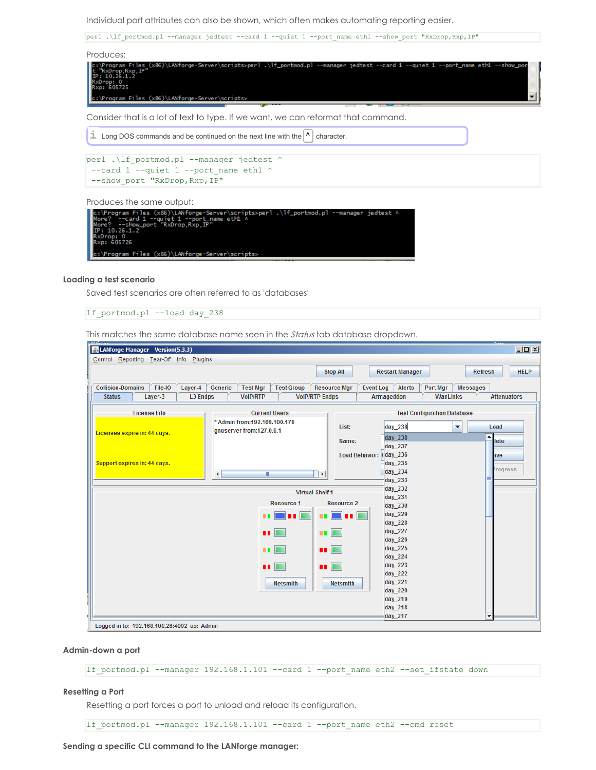Individual port attributes can also be shown, which often makes automating reporting easier.

```
perl .\lf_portmod.pl --manager jedtest --card 1 --quiet 1 --port_name eth1 --show_port "RxDrop,Rxp,IP"
```

Produces:

```
c:\Program Files (x86)\LANforge-Server\scripts>perl .\lf_portmod.pl --manager jedtest --card 1 --quiet 1 --port_name eth1 --show_port "RxDrop,Rxp,IP"
IP: 10.26.1.2
RxDrop: 0
Rxp: 605725

c:\Program Files (x86)\LANforge-Server\scripts>
```

Consider that is a lot of text to type. If we want, we can reformat that command.

Long DOS commands and be continued on the next line with the ^ character.

```
perl .\lf_portmod.pl --manager jedtest ^
 --card 1 --quiet 1 --port_name eth1 ^
 --show_port "RxDrop,Rxp,IP"
```

Produces the same output:

```
c:\Program Files (x86)\LANforge-Server\scripts>perl .\lf_portmod.pl --manager jedtest ^
More?  --card 1 --quiet 1 --port_name eth1 ^
More?  --show_port "RxDrop,Rxp,IP"
IP: 10.26.1.2
RxDrop: 0
Rxp: 605726

c:\Program Files (x86)\LANforge-Server\scripts>
```

### Loading a test scenario

Saved test scenarios are often referred to as 'databases'

```
lf_portmod.pl --load day_238
```

This matches the same database name seen in the *Status* tab database dropdown.

### Admin-down a port

```
lf_portmod.pl --manager 192.168.1.101 --card 1 --port_name eth2 --set_ifstate down
```

### Resetting a Port

Resetting a port forces a port to unload and reload its configuration.

```
lf_portmod.pl --manager 192.168.1.101 --card 1 --port_name eth2 --cmd reset
```

### Sending a specific CLI command to the LANforge manager: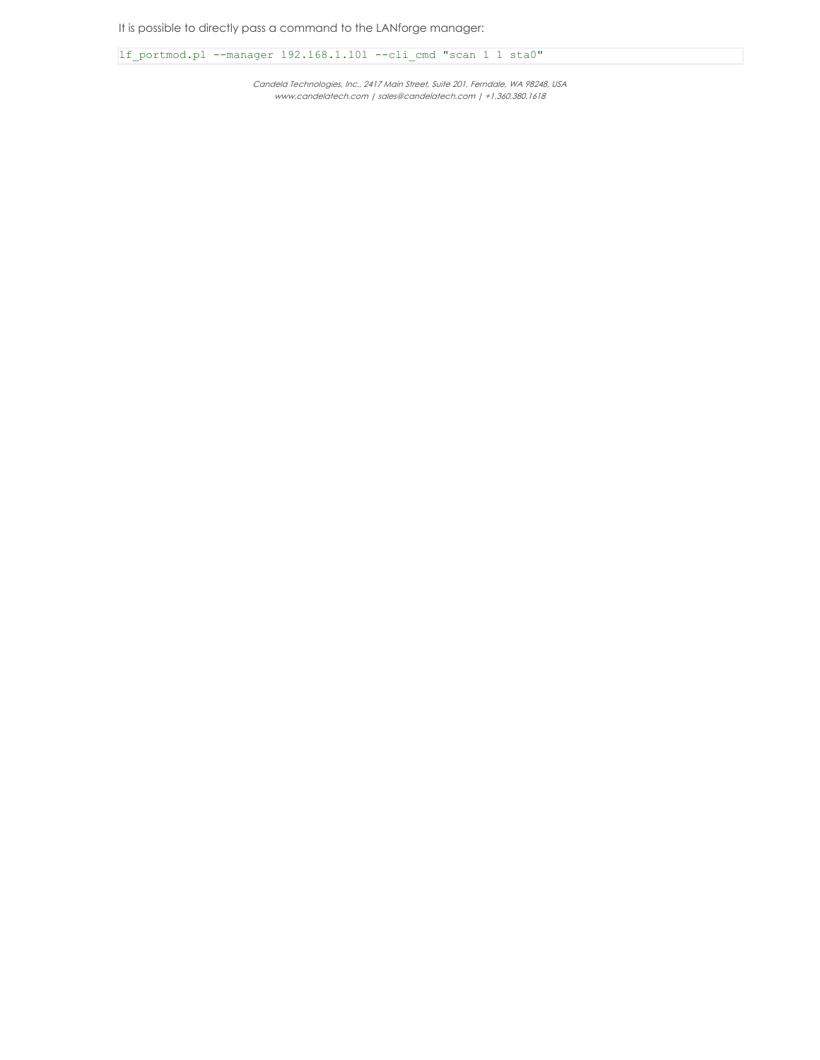It is possible to directly pass a command to the LANforge manager:

```
lf_portmod.pl --manager 192.168.1.101 --cli_cmd "scan 1 1 sta0"
```